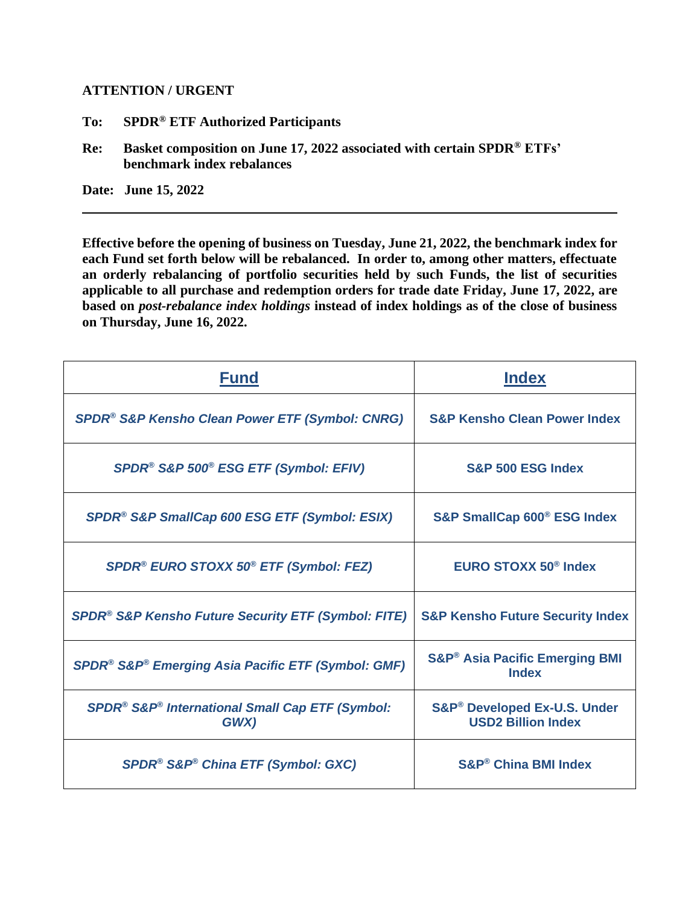**ATTENTION / URGENT**

**To:** **SPDR® ETF Authorized Participants**

**Re:** **Basket composition on June 17, 2022 associated with certain SPDR® ETFs' benchmark index rebalances**

**Date:** **June 15, 2022**

---

**Effective before the opening of business on Tuesday, June 21, 2022, the benchmark index for each Fund set forth below will be rebalanced. In order to, among other matters, effectuate an orderly rebalancing of portfolio securities held by such Funds, the list of securities applicable to all purchase and redemption orders for trade date Friday, June 17, 2022, are based on *post-rebalance index holdings* instead of index holdings as of the close of business on Thursday, June 16, 2022.**

| Fund | Index |
|---|---|
| *SPDR® S&P Kensho Clean Power ETF (Symbol: CNRG)* | S&P Kensho Clean Power Index |
| *SPDR® S&P 500® ESG ETF (Symbol: EFIV)* | S&P 500 ESG Index |
| *SPDR® S&P SmallCap 600 ESG ETF (Symbol: ESIX)* | S&P SmallCap 600® ESG Index |
| *SPDR® EURO STOXX 50® ETF (Symbol: FEZ)* | EURO STOXX 50® Index |
| *SPDR® S&P Kensho Future Security ETF (Symbol: FITE)* | S&P Kensho Future Security Index |
| *SPDR® S&P® Emerging Asia Pacific ETF (Symbol: GMF)* | S&P® Asia Pacific Emerging BMI Index |
| *SPDR® S&P® International Small Cap ETF (Symbol: GWX)* | S&P® Developed Ex-U.S. Under USD2 Billion Index |
| *SPDR® S&P® China ETF (Symbol: GXC)* | S&P® China BMI Index |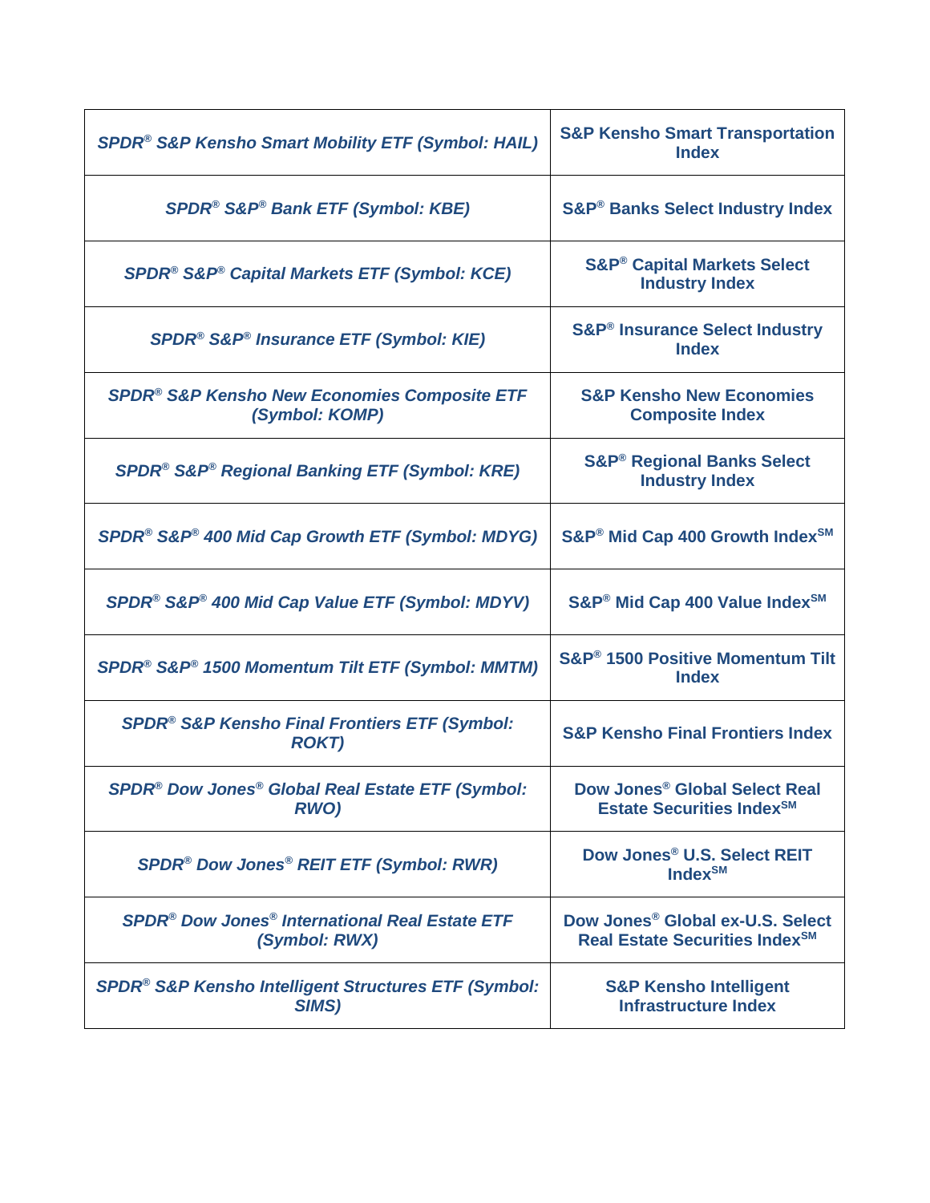| | |
|---|---|
| *SPDR® S&P Kensho Smart Mobility ETF (Symbol: HAIL)* | **S&P Kensho Smart Transportation Index** |
| *SPDR® S&P® Bank ETF (Symbol: KBE)* | **S&P® Banks Select Industry Index** |
| *SPDR® S&P® Capital Markets ETF (Symbol: KCE)* | **S&P® Capital Markets Select Industry Index** |
| *SPDR® S&P® Insurance ETF (Symbol: KIE)* | **S&P® Insurance Select Industry Index** |
| *SPDR® S&P Kensho New Economies Composite ETF (Symbol: KOMP)* | **S&P Kensho New Economies Composite Index** |
| *SPDR® S&P® Regional Banking ETF (Symbol: KRE)* | **S&P® Regional Banks Select Industry Index** |
| *SPDR® S&P® 400 Mid Cap Growth ETF (Symbol: MDYG)* | **S&P® Mid Cap 400 Growth Index℠** |
| *SPDR® S&P® 400 Mid Cap Value ETF (Symbol: MDYV)* | **S&P® Mid Cap 400 Value Index℠** |
| *SPDR® S&P® 1500 Momentum Tilt ETF (Symbol: MMTM)* | **S&P® 1500 Positive Momentum Tilt Index** |
| *SPDR® S&P Kensho Final Frontiers ETF (Symbol: ROKT)* | **S&P Kensho Final Frontiers Index** |
| *SPDR® Dow Jones® Global Real Estate ETF (Symbol: RWO)* | **Dow Jones® Global Select Real Estate Securities Index℠** |
| *SPDR® Dow Jones® REIT ETF (Symbol: RWR)* | **Dow Jones® U.S. Select REIT Index℠** |
| *SPDR® Dow Jones® International Real Estate ETF (Symbol: RWX)* | **Dow Jones® Global ex-U.S. Select Real Estate Securities Index℠** |
| *SPDR® S&P Kensho Intelligent Structures ETF (Symbol: SIMS)* | **S&P Kensho Intelligent Infrastructure Index** |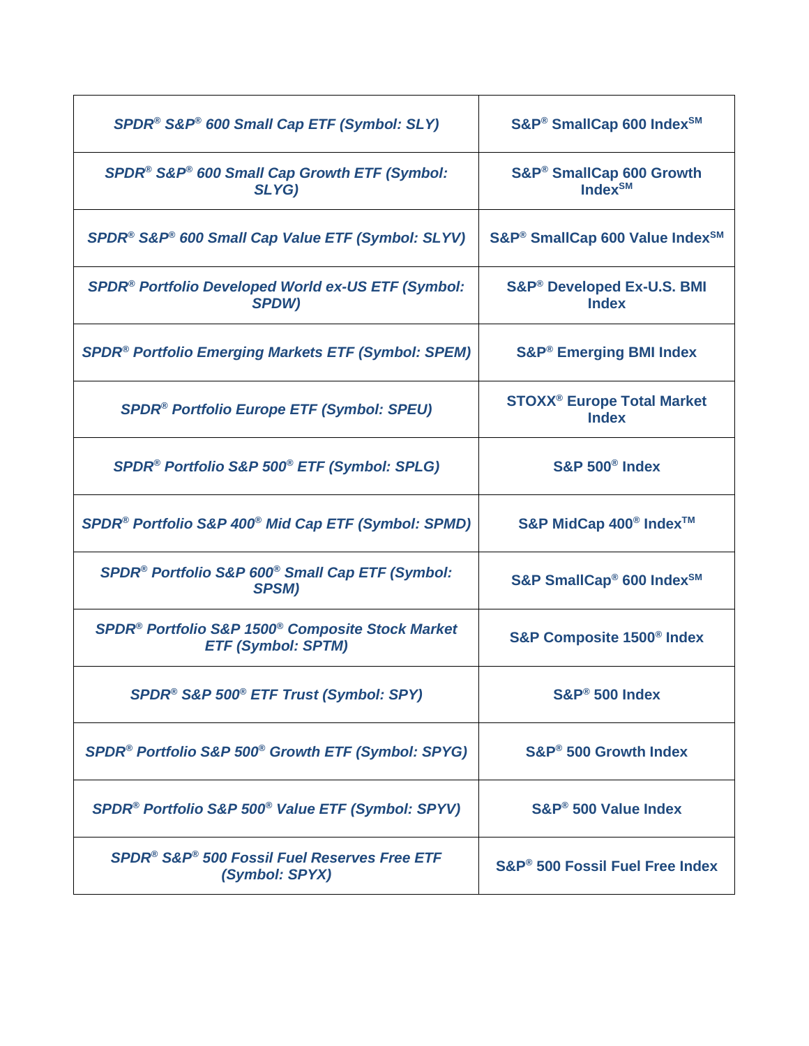| | |
|---|---|
| ***SPDR® S&P® 600 Small Cap ETF (Symbol: SLY)*** | **S&P® SmallCap 600 Index℠** |
| ***SPDR® S&P® 600 Small Cap Growth ETF (Symbol: SLYG)*** | **S&P® SmallCap 600 Growth Index℠** |
| ***SPDR® S&P® 600 Small Cap Value ETF (Symbol: SLYV)*** | **S&P® SmallCap 600 Value Index℠** |
| ***SPDR® Portfolio Developed World ex-US ETF (Symbol: SPDW)*** | **S&P® Developed Ex-U.S. BMI Index** |
| ***SPDR® Portfolio Emerging Markets ETF (Symbol: SPEM)*** | **S&P® Emerging BMI Index** |
| ***SPDR® Portfolio Europe ETF (Symbol: SPEU)*** | **STOXX® Europe Total Market Index** |
| ***SPDR® Portfolio S&P 500® ETF (Symbol: SPLG)*** | **S&P 500® Index** |
| ***SPDR® Portfolio S&P 400® Mid Cap ETF (Symbol: SPMD)*** | **S&P MidCap 400® Index™** |
| ***SPDR® Portfolio S&P 600® Small Cap ETF (Symbol: SPSM)*** | **S&P SmallCap® 600 Index℠** |
| ***SPDR® Portfolio S&P 1500® Composite Stock Market ETF (Symbol: SPTM)*** | **S&P Composite 1500® Index** |
| ***SPDR® S&P 500® ETF Trust (Symbol: SPY)*** | **S&P® 500 Index** |
| ***SPDR® Portfolio S&P 500® Growth ETF (Symbol: SPYG)*** | **S&P® 500 Growth Index** |
| ***SPDR® Portfolio S&P 500® Value ETF (Symbol: SPYV)*** | **S&P® 500 Value Index** |
| ***SPDR® S&P® 500 Fossil Fuel Reserves Free ETF (Symbol: SPYX)*** | **S&P® 500 Fossil Fuel Free Index** |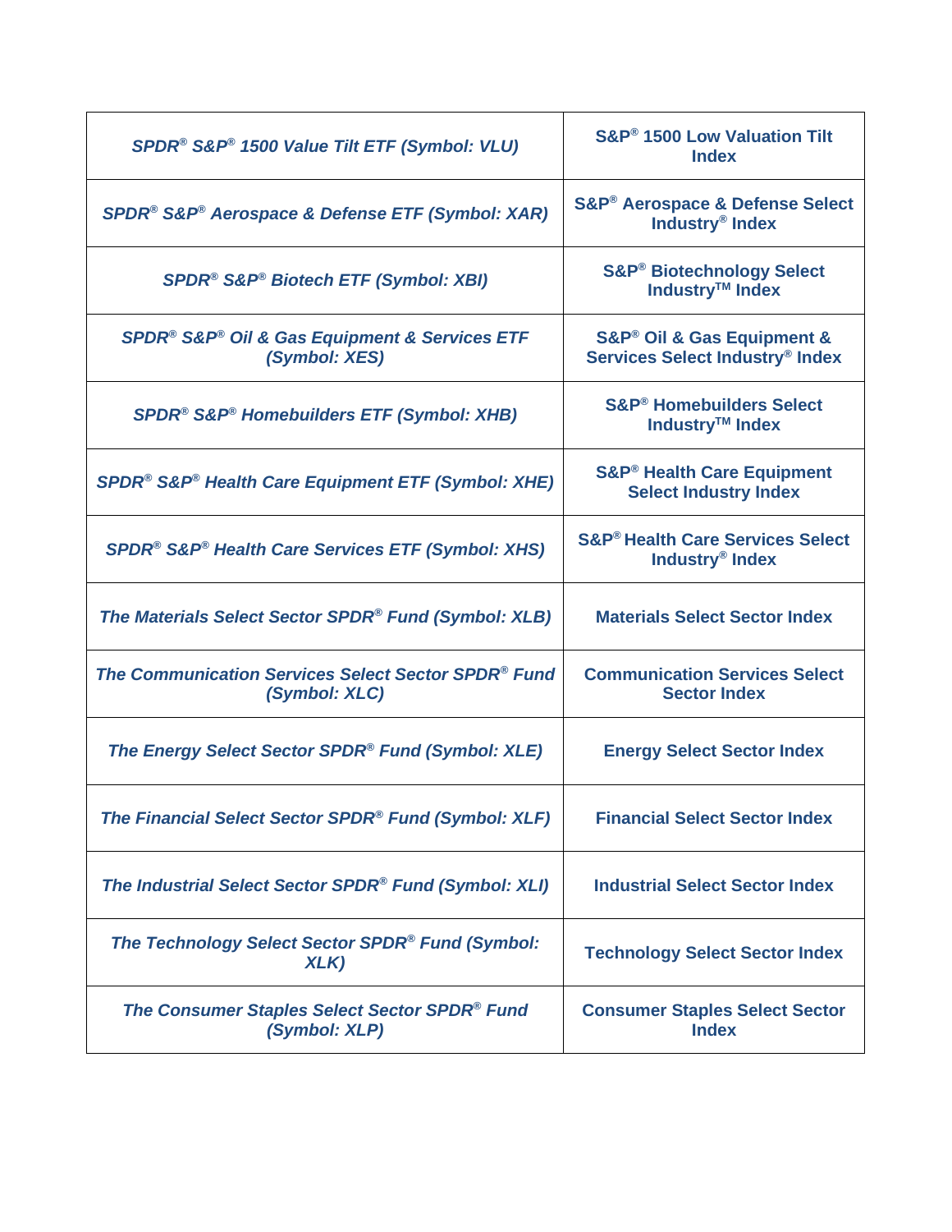| | |
|---|---|
| *SPDR® S&P® 1500 Value Tilt ETF (Symbol: VLU)* | **S&P® 1500 Low Valuation Tilt Index** |
| *SPDR® S&P® Aerospace & Defense ETF (Symbol: XAR)* | **S&P® Aerospace & Defense Select Industry® Index** |
| *SPDR® S&P® Biotech ETF (Symbol: XBI)* | **S&P® Biotechnology Select Industry™ Index** |
| *SPDR® S&P® Oil & Gas Equipment & Services ETF (Symbol: XES)* | **S&P® Oil & Gas Equipment & Services Select Industry® Index** |
| *SPDR® S&P® Homebuilders ETF (Symbol: XHB)* | **S&P® Homebuilders Select Industry™ Index** |
| *SPDR® S&P® Health Care Equipment ETF (Symbol: XHE)* | **S&P® Health Care Equipment Select Industry Index** |
| *SPDR® S&P® Health Care Services ETF (Symbol: XHS)* | **S&P® Health Care Services Select Industry® Index** |
| *The Materials Select Sector SPDR® Fund (Symbol: XLB)* | **Materials Select Sector Index** |
| *The Communication Services Select Sector SPDR® Fund (Symbol: XLC)* | **Communication Services Select Sector Index** |
| *The Energy Select Sector SPDR® Fund (Symbol: XLE)* | **Energy Select Sector Index** |
| *The Financial Select Sector SPDR® Fund (Symbol: XLF)* | **Financial Select Sector Index** |
| *The Industrial Select Sector SPDR® Fund (Symbol: XLI)* | **Industrial Select Sector Index** |
| *The Technology Select Sector SPDR® Fund (Symbol: XLK)* | **Technology Select Sector Index** |
| *The Consumer Staples Select Sector SPDR® Fund (Symbol: XLP)* | **Consumer Staples Select Sector Index** |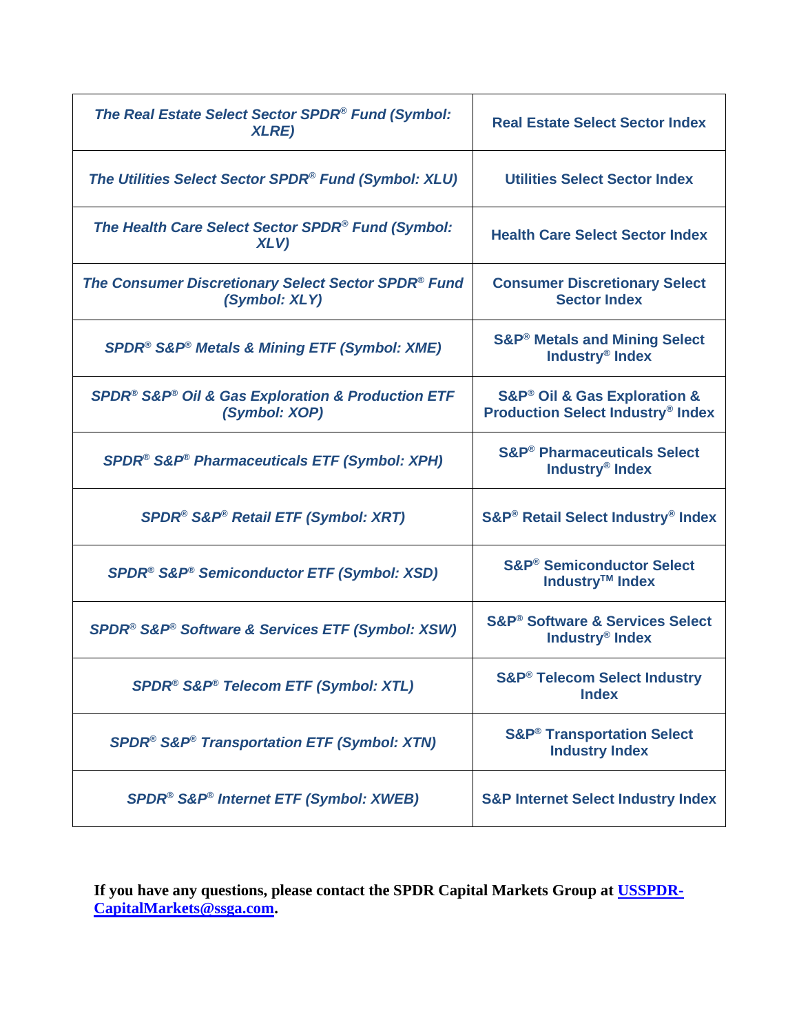| | |
|---|---|
| *The Real Estate Select Sector SPDR® Fund (Symbol: XLRE)* | **Real Estate Select Sector Index** |
| *The Utilities Select Sector SPDR® Fund (Symbol: XLU)* | **Utilities Select Sector Index** |
| *The Health Care Select Sector SPDR® Fund (Symbol: XLV)* | **Health Care Select Sector Index** |
| *The Consumer Discretionary Select Sector SPDR® Fund (Symbol: XLY)* | **Consumer Discretionary Select Sector Index** |
| *SPDR® S&P® Metals & Mining ETF (Symbol: XME)* | **S&P® Metals and Mining Select Industry® Index** |
| *SPDR® S&P® Oil & Gas Exploration & Production ETF (Symbol: XOP)* | **S&P® Oil & Gas Exploration & Production Select Industry® Index** |
| *SPDR® S&P® Pharmaceuticals ETF (Symbol: XPH)* | **S&P® Pharmaceuticals Select Industry® Index** |
| *SPDR® S&P® Retail ETF (Symbol: XRT)* | **S&P® Retail Select Industry® Index** |
| *SPDR® S&P® Semiconductor ETF (Symbol: XSD)* | **S&P® Semiconductor Select Industry™ Index** |
| *SPDR® S&P® Software & Services ETF (Symbol: XSW)* | **S&P® Software & Services Select Industry® Index** |
| *SPDR® S&P® Telecom ETF (Symbol: XTL)* | **S&P® Telecom Select Industry Index** |
| *SPDR® S&P® Transportation ETF (Symbol: XTN)* | **S&P® Transportation Select Industry Index** |
| *SPDR® S&P® Internet ETF (Symbol: XWEB)* | **S&P Internet Select Industry Index** |

**If you have any questions, please contact the SPDR Capital Markets Group at USSPDR-CapitalMarkets@ssga.com.**